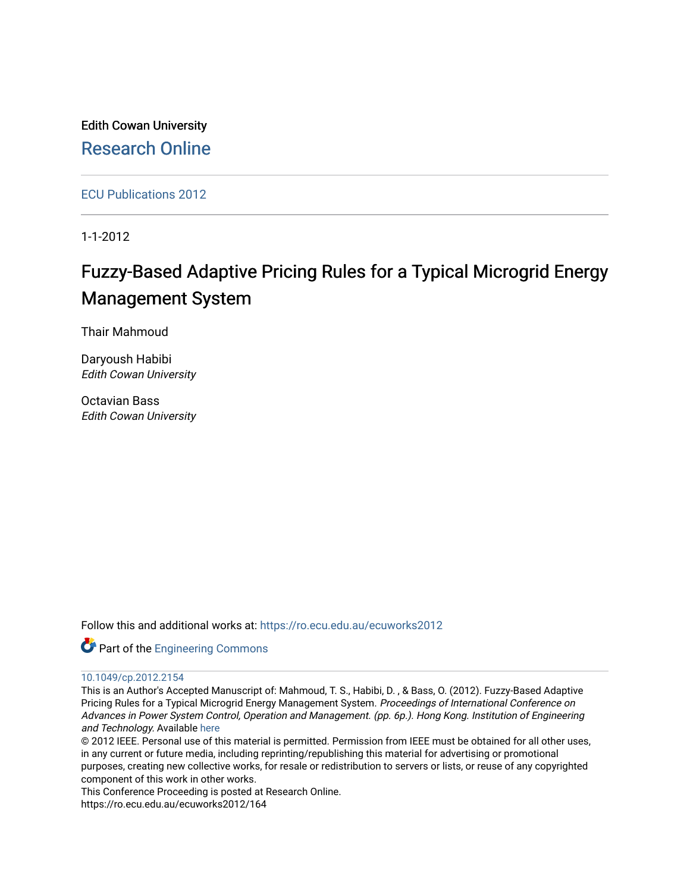Edith Cowan University

Research Online

ECU Publications 2012

1-1-2012

# Fuzzy-Based Adaptive Pricing Rules for a Typical Microgrid Energy Management System

Thair Mahmoud

Daryoush Habibi
*Edith Cowan University*

Octavian Bass
*Edith Cowan University*

Follow this and additional works at: https://ro.ecu.edu.au/ecuworks2012

Part of the Engineering Commons

10.1049/cp.2012.2154

This is an Author's Accepted Manuscript of: Mahmoud, T. S., Habibi, D. , & Bass, O. (2012). Fuzzy-Based Adaptive Pricing Rules for a Typical Microgrid Energy Management System. *Proceedings of International Conference on Advances in Power System Control, Operation and Management. (pp. 6p.). Hong Kong. Institution of Engineering and Technology.* Available here

© 2012 IEEE. Personal use of this material is permitted. Permission from IEEE must be obtained for all other uses, in any current or future media, including reprinting/republishing this material for advertising or promotional purposes, creating new collective works, for resale or redistribution to servers or lists, or reuse of any copyrighted component of this work in other works.

This Conference Proceeding is posted at Research Online.

https://ro.ecu.edu.au/ecuworks2012/164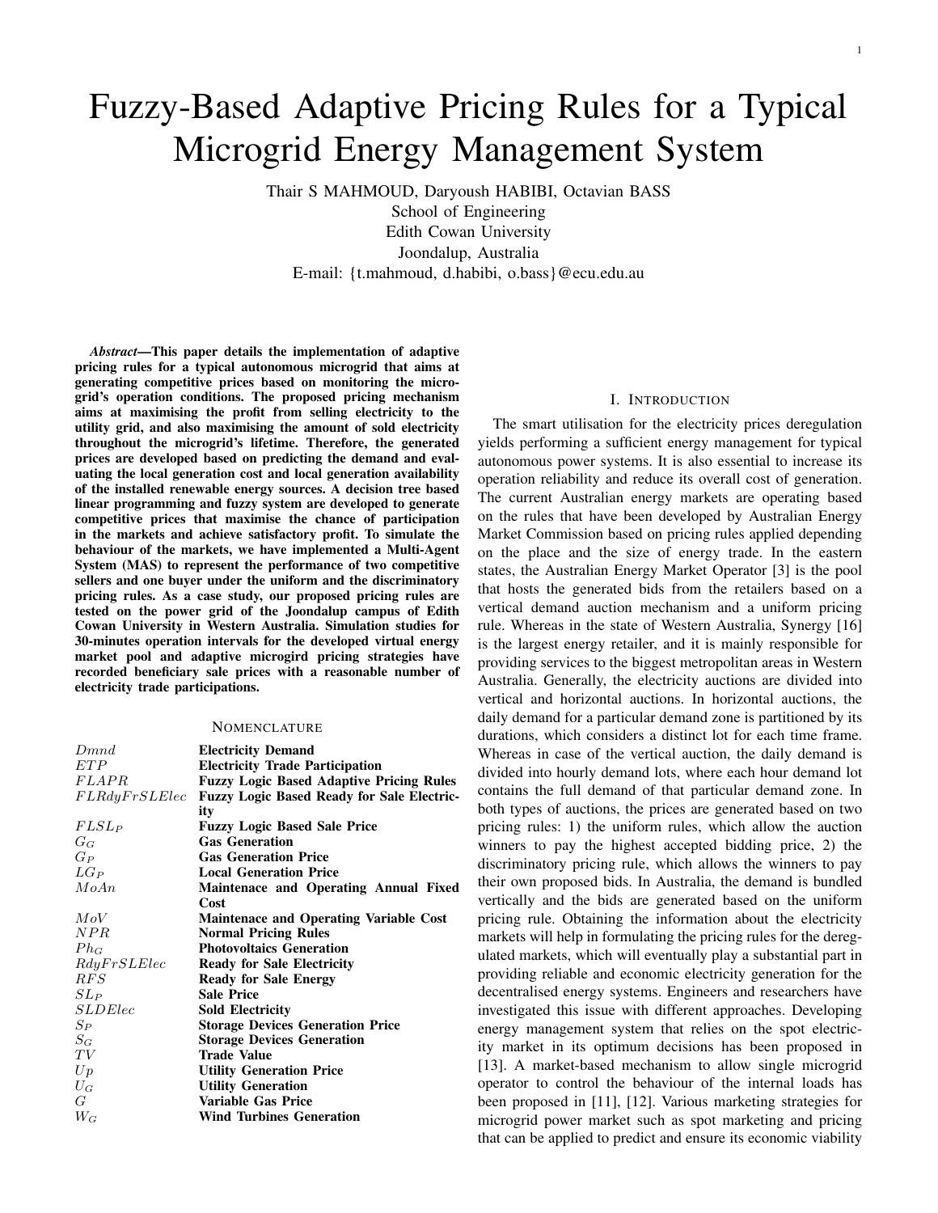# Fuzzy-Based Adaptive Pricing Rules for a Typical Microgrid Energy Management System

Thair S MAHMOUD, Daryoush HABIBI, Octavian BASS
School of Engineering
Edith Cowan University
Joondalup, Australia
E-mail: {t.mahmoud, d.habibi, o.bass}@ecu.edu.au

***Abstract*—This paper details the implementation of adaptive pricing rules for a typical autonomous microgrid that aims at generating competitive prices based on monitoring the microgrid's operation conditions. The proposed pricing mechanism aims at maximising the profit from selling electricity to the utility grid, and also maximising the amount of sold electricity throughout the microgrid's lifetime. Therefore, the generated prices are developed based on predicting the demand and evaluating the local generation cost and local generation availability of the installed renewable energy sources. A decision tree based linear programming and fuzzy system are developed to generate competitive prices that maximise the chance of participation in the markets and achieve satisfactory profit. To simulate the behaviour of the markets, we have implemented a Multi-Agent System (MAS) to represent the performance of two competitive sellers and one buyer under the uniform and the discriminatory pricing rules. As a case study, our proposed pricing rules are tested on the power grid of the Joondalup campus of Edith Cowan University in Western Australia. Simulation studies for 30-minutes operation intervals for the developed virtual energy market pool and adaptive microgird pricing strategies have recorded beneficiary sale prices with a reasonable number of electricity trade participations.**

## NOMENCLATURE

| | |
|---|---|
| $Dmnd$ | **Electricity Demand** |
| $ETP$ | **Electricity Trade Participation** |
| $FLAPR$ | **Fuzzy Logic Based Adaptive Pricing Rules** |
| $FLRdyFrSLElec$ | **Fuzzy Logic Based Ready for Sale Electricity** |
| $FLSL_P$ | **Fuzzy Logic Based Sale Price** |
| $G_G$ | **Gas Generation** |
| $G_P$ | **Gas Generation Price** |
| $LG_P$ | **Local Generation Price** |
| $MoAn$ | **Maintenace and Operating Annual Fixed Cost** |
| $MoV$ | **Maintenace and Operating Variable Cost** |
| $NPR$ | **Normal Pricing Rules** |
| $Ph_G$ | **Photovoltaics Generation** |
| $RdyFrSLElec$ | **Ready for Sale Electricity** |
| $RFS$ | **Ready for Sale Energy** |
| $SL_P$ | **Sale Price** |
| $SLDElec$ | **Sold Electricity** |
| $S_P$ | **Storage Devices Generation Price** |
| $S_G$ | **Storage Devices Generation** |
| $TV$ | **Trade Value** |
| $Up$ | **Utility Generation Price** |
| $U_G$ | **Utility Generation** |
| $G$ | **Variable Gas Price** |
| $W_G$ | **Wind Turbines Generation** |

## I. INTRODUCTION

The smart utilisation for the electricity prices deregulation yields performing a sufficient energy management for typical autonomous power systems. It is also essential to increase its operation reliability and reduce its overall cost of generation. The current Australian energy markets are operating based on the rules that have been developed by Australian Energy Market Commission based on pricing rules applied depending on the place and the size of energy trade. In the eastern states, the Australian Energy Market Operator [3] is the pool that hosts the generated bids from the retailers based on a vertical demand auction mechanism and a uniform pricing rule. Whereas in the state of Western Australia, Synergy [16] is the largest energy retailer, and it is mainly responsible for providing services to the biggest metropolitan areas in Western Australia. Generally, the electricity auctions are divided into vertical and horizontal auctions. In horizontal auctions, the daily demand for a particular demand zone is partitioned by its durations, which considers a distinct lot for each time frame. Whereas in case of the vertical auction, the daily demand is divided into hourly demand lots, where each hour demand lot contains the full demand of that particular demand zone. In both types of auctions, the prices are generated based on two pricing rules: 1) the uniform rules, which allow the auction winners to pay the highest accepted bidding price, 2) the discriminatory pricing rule, which allows the winners to pay their own proposed bids. In Australia, the demand is bundled vertically and the bids are generated based on the uniform pricing rule. Obtaining the information about the electricity markets will help in formulating the pricing rules for the deregulated markets, which will eventually play a substantial part in providing reliable and economic electricity generation for the decentralised energy systems. Engineers and researchers have investigated this issue with different approaches. Developing energy management system that relies on the spot electricity market in its optimum decisions has been proposed in [13]. A market-based mechanism to allow single microgrid operator to control the behaviour of the internal loads has been proposed in [11], [12]. Various marketing strategies for microgrid power market such as spot marketing and pricing that can be applied to predict and ensure its economic viability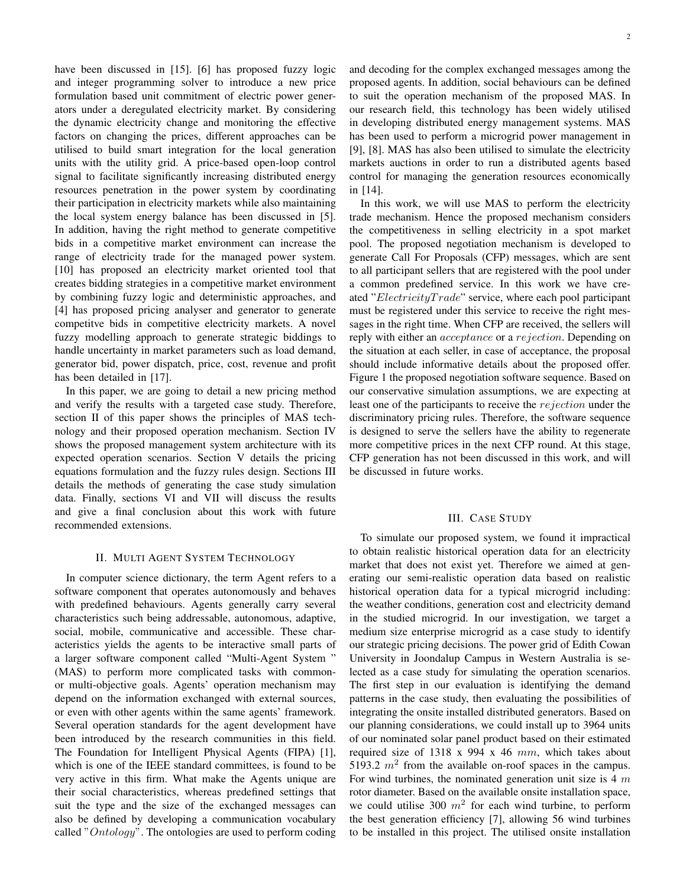have been discussed in [15]. [6] has proposed fuzzy logic and integer programming solver to introduce a new price formulation based unit commitment of electric power generators under a deregulated electricity market. By considering the dynamic electricity change and monitoring the effective factors on changing the prices, different approaches can be utilised to build smart integration for the local generation units with the utility grid. A price-based open-loop control signal to facilitate significantly increasing distributed energy resources penetration in the power system by coordinating their participation in electricity markets while also maintaining the local system energy balance has been discussed in [5]. In addition, having the right method to generate competitive bids in a competitive market environment can increase the range of electricity trade for the managed power system. [10] has proposed an electricity market oriented tool that creates bidding strategies in a competitive market environment by combining fuzzy logic and deterministic approaches, and [4] has proposed pricing analyser and generator to generate competitve bids in competitive electricity markets. A novel fuzzy modelling approach to generate strategic biddings to handle uncertainty in market parameters such as load demand, generator bid, power dispatch, price, cost, revenue and profit has been detailed in [17].

In this paper, we are going to detail a new pricing method and verify the results with a targeted case study. Therefore, section II of this paper shows the principles of MAS technology and their proposed operation mechanism. Section IV shows the proposed management system architecture with its expected operation scenarios. Section V details the pricing equations formulation and the fuzzy rules design. Sections III details the methods of generating the case study simulation data. Finally, sections VI and VII will discuss the results and give a final conclusion about this work with future recommended extensions.

## II. Multi Agent System Technology

In computer science dictionary, the term Agent refers to a software component that operates autonomously and behaves with predefined behaviours. Agents generally carry several characteristics such being addressable, autonomous, adaptive, social, mobile, communicative and accessible. These characteristics yields the agents to be interactive small parts of a larger software component called "Multi-Agent System " (MAS) to perform more complicated tasks with common- or multi-objective goals. Agents' operation mechanism may depend on the information exchanged with external sources, or even with other agents within the same agents' framework. Several operation standards for the agent development have been introduced by the research communities in this field. The Foundation for Intelligent Physical Agents (FIPA) [1], which is one of the IEEE standard committees, is found to be very active in this firm. What make the Agents unique are their social characteristics, whereas predefined settings that suit the type and the size of the exchanged messages can also be defined by developing a communication vocabulary called "$Ontology$". The ontologies are used to perform coding and decoding for the complex exchanged messages among the proposed agents. In addition, social behaviours can be defined to suit the operation mechanism of the proposed MAS. In our research field, this technology has been widely utilised in developing distributed energy management systems. MAS has been used to perform a microgrid power management in [9], [8]. MAS has also been utilised to simulate the electricity markets auctions in order to run a distributed agents based control for managing the generation resources economically in [14].

In this work, we will use MAS to perform the electricity trade mechanism. Hence the proposed mechanism considers the competitiveness in selling electricity in a spot market pool. The proposed negotiation mechanism is developed to generate Call For Proposals (CFP) messages, which are sent to all participant sellers that are registered with the pool under a common predefined service. In this work we have created "$ElectricityTrade$" service, where each pool participant must be registered under this service to receive the right messages in the right time. When CFP are received, the sellers will reply with either an $acceptance$ or a $rejection$. Depending on the situation at each seller, in case of acceptance, the proposal should include informative details about the proposed offer. Figure 1 the proposed negotiation software sequence. Based on our conservative simulation assumptions, we are expecting at least one of the participants to receive the $rejection$ under the discriminatory pricing rules. Therefore, the software sequence is designed to serve the sellers have the ability to regenerate more competitive prices in the next CFP round. At this stage, CFP generation has not been discussed in this work, and will be discussed in future works.

## III. Case Study

To simulate our proposed system, we found it impractical to obtain realistic historical operation data for an electricity market that does not exist yet. Therefore we aimed at generating our semi-realistic operation data based on realistic historical operation data for a typical microgrid including: the weather conditions, generation cost and electricity demand in the studied microgrid. In our investigation, we target a medium size enterprise microgrid as a case study to identify our strategic pricing decisions. The power grid of Edith Cowan University in Joondalup Campus in Western Australia is selected as a case study for simulating the operation scenarios. The first step in our evaluation is identifying the demand patterns in the case study, then evaluating the possibilities of integrating the onsite installed distributed generators. Based on our planning considerations, we could install up to 3964 units of our nominated solar panel product based on their estimated required size of 1318 x 994 x 46 $mm$, which takes about 5193.2 $m^2$ from the available on-roof spaces in the campus. For wind turbines, the nominated generation unit size is 4 $m$ rotor diameter. Based on the available onsite installation space, we could utilise 300 $m^2$ for each wind turbine, to perform the best generation efficiency [7], allowing 56 wind turbines to be installed in this project. The utilised onsite installation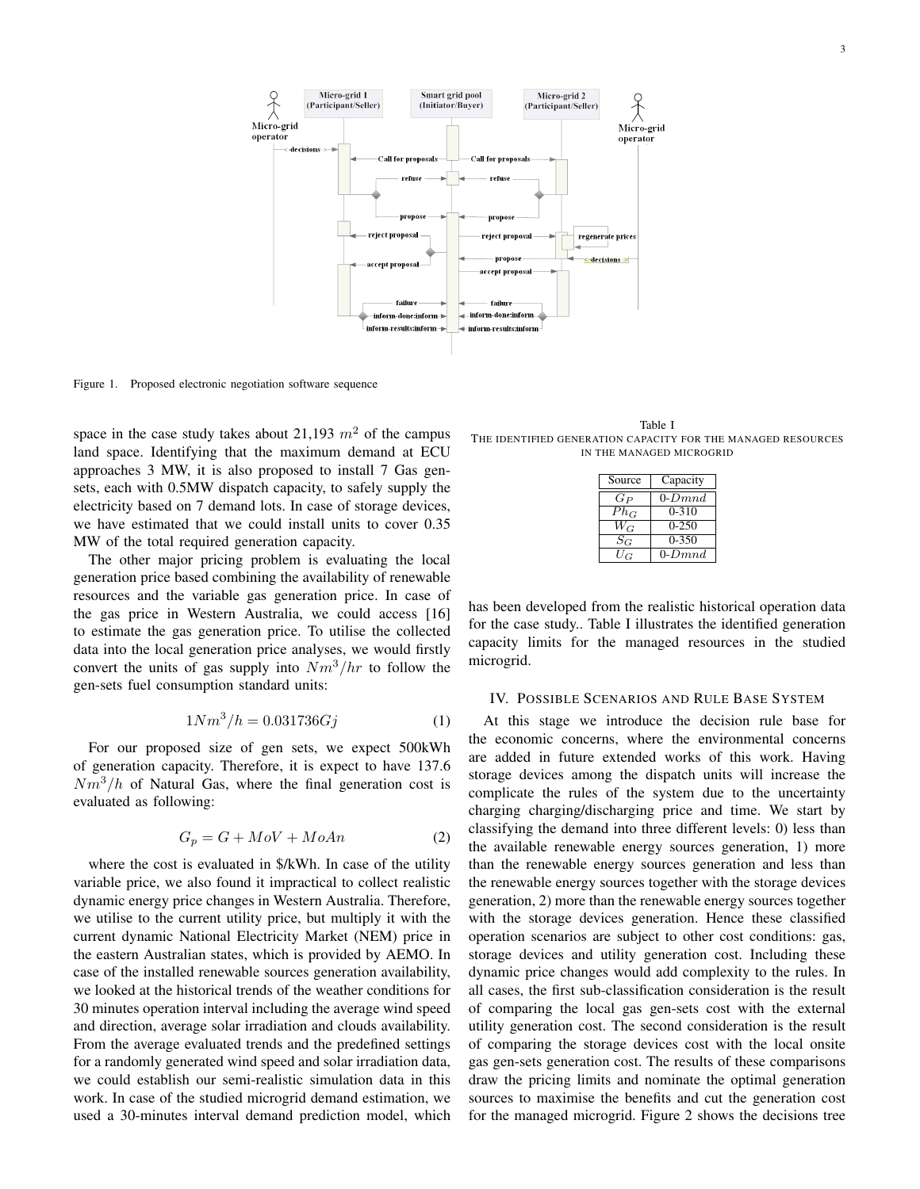Figure 1. Proposed electronic negotiation software sequence

space in the case study takes about 21,193 $m^2$ of the campus land space. Identifying that the maximum demand at ECU approaches 3 MW, it is also proposed to install 7 Gas gen-sets, each with 0.5MW dispatch capacity, to safely supply the electricity based on 7 demand lots. In case of storage devices, we have estimated that we could install units to cover 0.35 MW of the total required generation capacity.

The other major pricing problem is evaluating the local generation price based combining the availability of renewable resources and the variable gas generation price. In case of the gas price in Western Australia, we could access [16] to estimate the gas generation price. To utilise the collected data into the local generation price analyses, we would firstly convert the units of gas supply into $Nm^3/hr$ to follow the gen-sets fuel consumption standard units:

$$1Nm^3/h = 0.031736Gj \tag{1}$$

For our proposed size of gen sets, we expect 500kWh of generation capacity. Therefore, it is expect to have 137.6 $Nm^3/h$ of Natural Gas, where the final generation cost is evaluated as following:

$$G_p = G + MoV + MoAn \tag{2}$$

where the cost is evaluated in \$/kWh. In case of the utility variable price, we also found it impractical to collect realistic dynamic energy price changes in Western Australia. Therefore, we utilise to the current utility price, but multiply it with the current dynamic National Electricity Market (NEM) price in the eastern Australian states, which is provided by AEMO. In case of the installed renewable sources generation availability, we looked at the historical trends of the weather conditions for 30 minutes operation interval including the average wind speed and direction, average solar irradiation and clouds availability. From the average evaluated trends and the predefined settings for a randomly generated wind speed and solar irradiation data, we could establish our semi-realistic simulation data in this work. In case of the studied microgrid demand estimation, we used a 30-minutes interval demand prediction model, which has been developed from the realistic historical operation data for the case study.. Table I illustrates the identified generation capacity limits for the managed resources in the studied microgrid.

Table I
THE IDENTIFIED GENERATION CAPACITY FOR THE MANAGED RESOURCES IN THE MANAGED MICROGRID

| Source | Capacity |
|---|---|
| $G_P$ | 0-$Dmnd$ |
| $Ph_G$ | 0-310 |
| $W_G$ | 0-250 |
| $S_G$ | 0-350 |
| $U_G$ | 0-$Dmnd$ |

## IV. POSSIBLE SCENARIOS AND RULE BASE SYSTEM

At this stage we introduce the decision rule base for the economic concerns, where the environmental concerns are added in future extended works of this work. Having storage devices among the dispatch units will increase the complicate the rules of the system due to the uncertainty charging charging/discharging price and time. We start by classifying the demand into three different levels: 0) less than the available renewable energy sources generation, 1) more than the renewable energy sources generation and less than the renewable energy sources together with the storage devices generation, 2) more than the renewable energy sources together with the storage devices generation. Hence these classified operation scenarios are subject to other cost conditions: gas, storage devices and utility generation cost. Including these dynamic price changes would add complexity to the rules. In all cases, the first sub-classification consideration is the result of comparing the local gas gen-sets cost with the external utility generation cost. The second consideration is the result of comparing the storage devices cost with the local onsite gas gen-sets generation cost. The results of these comparisons draw the pricing limits and nominate the optimal generation sources to maximise the benefits and cut the generation cost for the managed microgrid. Figure 2 shows the decisions tree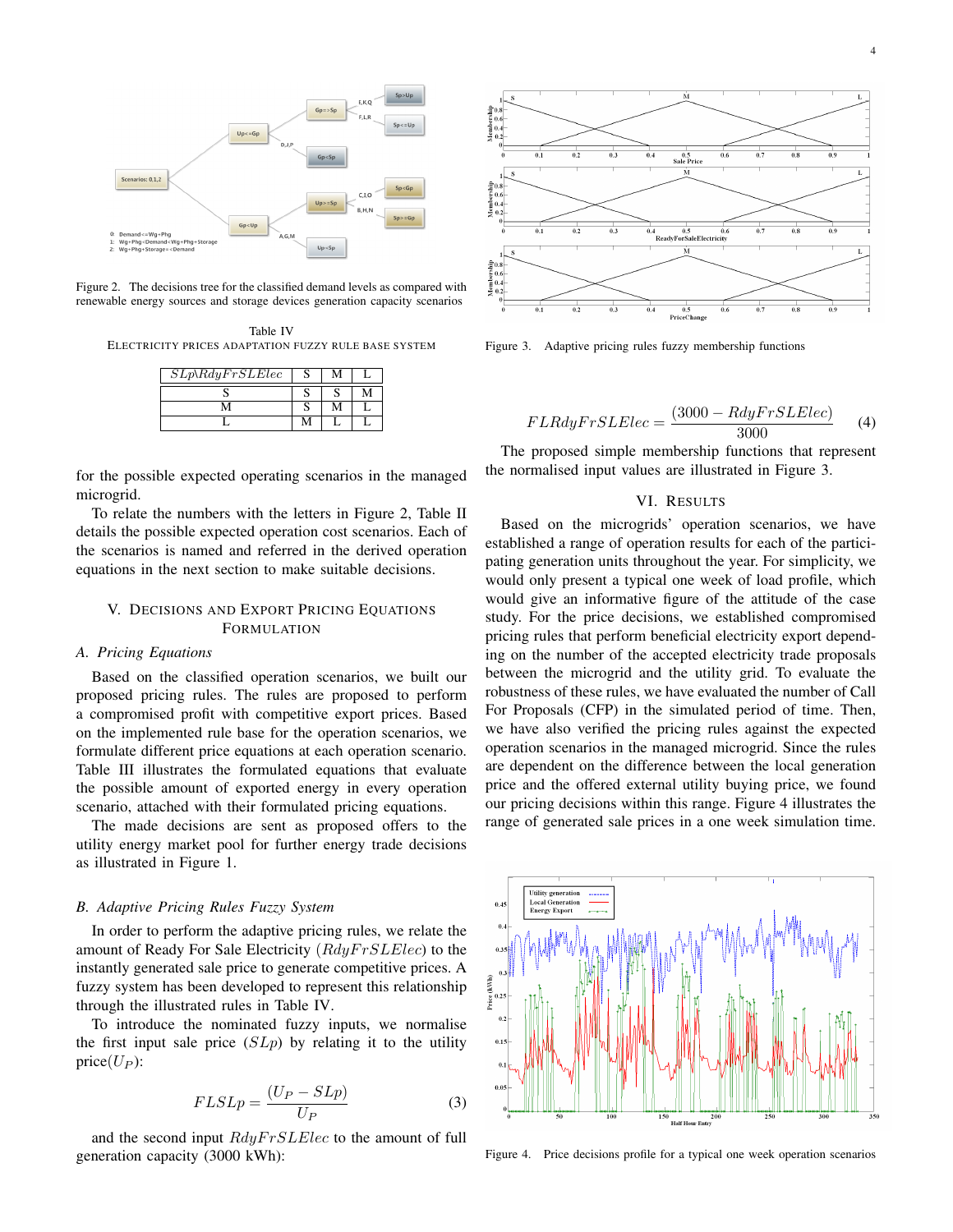Figure 2. The decisions tree for the classified demand levels as compared with renewable energy sources and storage devices generation capacity scenarios

Table IV
ELECTRICITY PRICES ADAPTATION FUZZY RULE BASE SYSTEM

| $SLp \backslash RdyFrSLElec$ | S | M | L |
|---|---|---|---|
| S | S | S | M |
| M | S | M | L |
| L | M | L | L |

for the possible expected operating scenarios in the managed microgrid.

To relate the numbers with the letters in Figure 2, Table II details the possible expected operation cost scenarios. Each of the scenarios is named and referred in the derived operation equations in the next section to make suitable decisions.

## V. Decisions and Export Pricing Equations Formulation

### A. Pricing Equations

Based on the classified operation scenarios, we built our proposed pricing rules. The rules are proposed to perform a compromised profit with competitive export prices. Based on the implemented rule base for the operation scenarios, we formulate different price equations at each operation scenario. Table III illustrates the formulated equations that evaluate the possible amount of exported energy in every operation scenario, attached with their formulated pricing equations.

The made decisions are sent as proposed offers to the utility energy market pool for further energy trade decisions as illustrated in Figure 1.

### B. Adaptive Pricing Rules Fuzzy System

In order to perform the adaptive pricing rules, we relate the amount of Ready For Sale Electricity ($RdyFrSLElec$) to the instantly generated sale price to generate competitive prices. A fuzzy system has been developed to represent this relationship through the illustrated rules in Table IV.

To introduce the nominated fuzzy inputs, we normalise the first input sale price ($SLp$) by relating it to the utility price($U_P$):

$$FLSLp = \frac{(U_P - SLp)}{U_P} \tag{3}$$

and the second input $RdyFrSLElec$ to the amount of full generation capacity (3000 kWh):

Figure 3. Adaptive pricing rules fuzzy membership functions

$$FLRdyFrSLElec = \frac{(3000 - RdyFrSLElec)}{3000} \tag{4}$$

The proposed simple membership functions that represent the normalised input values are illustrated in Figure 3.

## VI. Results

Based on the microgrids' operation scenarios, we have established a range of operation results for each of the participating generation units throughout the year. For simplicity, we would only present a typical one week of load profile, which would give an informative figure of the attitude of the case study. For the price decisions, we established compromised pricing rules that perform beneficial electricity export depending on the number of the accepted electricity trade proposals between the microgrid and the utility grid. To evaluate the robustness of these rules, we have evaluated the number of Call For Proposals (CFP) in the simulated period of time. Then, we have also verified the pricing rules against the expected operation scenarios in the managed microgrid. Since the rules are dependent on the difference between the local generation price and the offered external utility buying price, we found our pricing decisions within this range. Figure 4 illustrates the range of generated sale prices in a one week simulation time.

Figure 4. Price decisions profile for a typical one week operation scenarios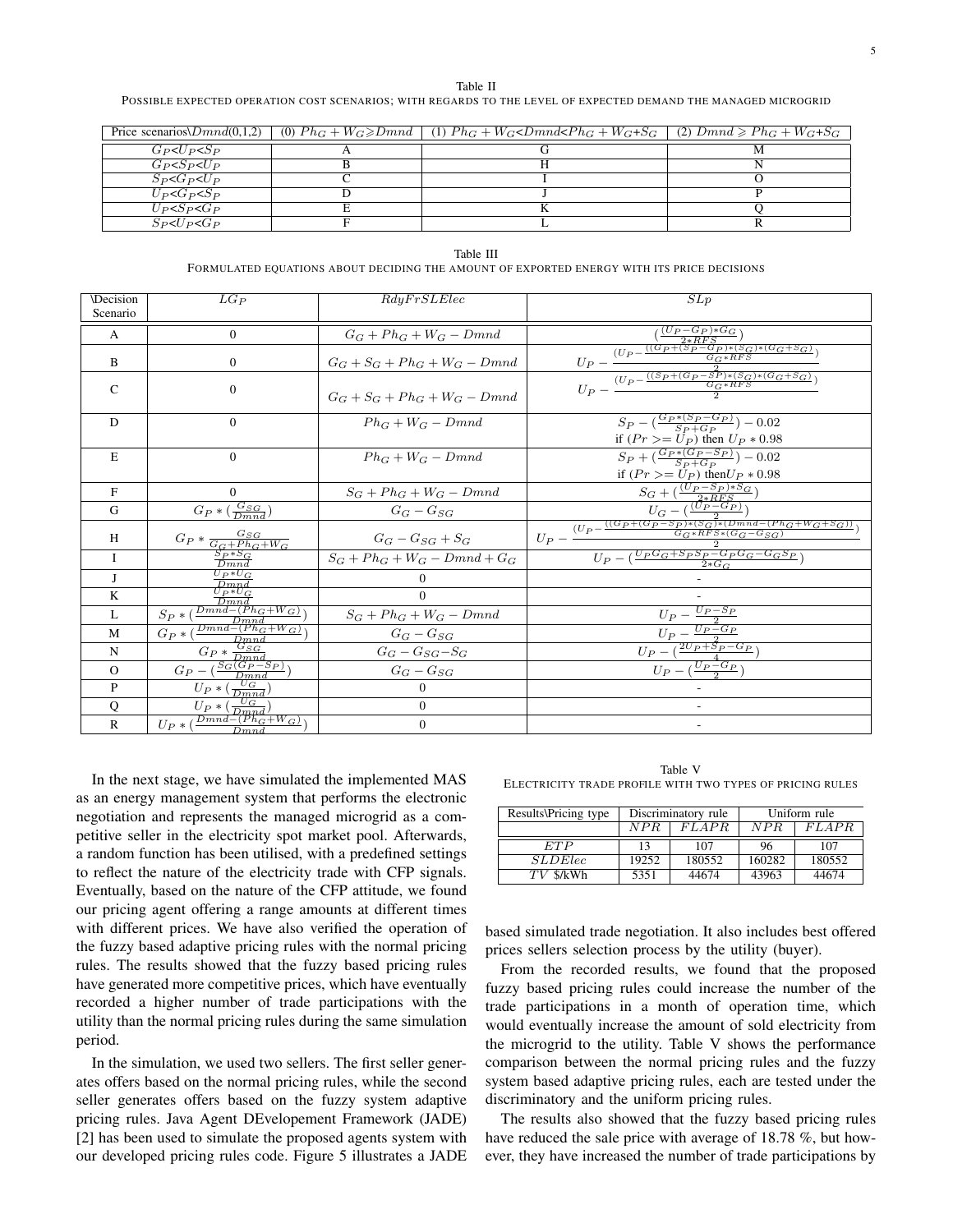Table II

POSSIBLE EXPECTED OPERATION COST SCENARIOS; WITH REGARDS TO THE LEVEL OF EXPECTED DEMAND THE MANAGED MICROGRID

| Price scenarios\Dmnd(0,1,2) | (0) $Ph_G + W_G \geqslant Dmnd$ | (1) $Ph_G + W_G < Dmnd < Ph_G + W_G + S_G$ | (2) $Dmnd \geqslant Ph_G + W_G + S_G$ |
|---|---|---|---|
| $G_P < U_P < S_P$ | A | G | M |
| $G_P < S_P < U_P$ | B | H | N |
| $S_P < G_P < U_P$ | C | I | O |
| $U_P < G_P < S_P$ | D | J | P |
| $U_P < S_P < G_P$ | E | K | Q |
| $S_P < U_P < G_P$ | F | L | R |

Table III

FORMULATED EQUATIONS ABOUT DECIDING THE AMOUNT OF EXPORTED ENERGY WITH ITS PRICE DECISIONS

| \Decision Scenario | $LG_P$ | $RdyFrSLElec$ | $SLp$ |
|---|---|---|---|
| A | 0 | $G_G + Ph_G + W_G - Dmnd$ | $(\frac{(U_P - G_P)*G_G}{2*RFS})$ |
| B | 0 | $G_G + S_G + Ph_G + W_G - Dmnd$ | $U_P - \frac{(U_P - \frac{((G_P + (S_P - G_P)*(S_G)*(G_G+S_G)}{G_G*RFS})}{2}$ |
| C | 0 | $G_G + S_G + Ph_G + W_G - Dmnd$ | $U_P - \frac{(U_P - \frac{((S_P + (G_P - S_P)*(S_G)*(G_G+S_G)}{G_G*RFS})}{2}$ |
| D | 0 | $Ph_G + W_G - Dmnd$ | $S_P - (\frac{G_P*(S_P - G_P)}{S_P + G_P}) - 0.02$ if $(Pr >= U_P)$ then $U_P * 0.98$ |
| E | 0 | $Ph_G + W_G - Dmnd$ | $S_P + (\frac{G_P*(G_P - S_P)}{S_P + G_P}) - 0.02$ if $(Pr >= U_P)$ then $U_P * 0.98$ |
| F | 0 | $S_G + Ph_G + W_G - Dmnd$ | $S_G + (\frac{(U_P - S_P)*S_G}{2*RFS})$ |
| G | $G_P * (\frac{G_{SG}}{Dmnd})$ | $G_G - G_{SG}$ | $U_G - (\frac{(U_P - G_P)}{2})$ |
| H | $G_P * \frac{G_{SG}}{G_G + Ph_G + W_G}$ | $G_G - G_{SG} + S_G$ | $U_P - \frac{(U_P - \frac{((G_P + (G_P - S_P)*(S_G)*(Dmnd - (Ph_G + W_G + S_G))}{G_G*RFS*(G_G - G_{SG})})}{2}$ |
| I | $\frac{S_P * S_G}{Dmnd}$ | $S_G + Ph_G + W_G - Dmnd + G_G$ | $U_P - (\frac{U_P G_G + S_P S_P - G_P G_G - G_G S_P}{2*G_G})$ |
| J | $\frac{U_P * U_G}{Dmnd}$ | 0 | - |
| K | $\frac{U_P * U_G}{Dmnd}$ | 0 | - |
| L | $S_P * (\frac{Dmnd - (Ph_G + W_G)}{Dmnd})$ | $S_G + Ph_G + W_G - Dmnd$ | $U_P - \frac{U_P - S_P}{2}$ |
| M | $G_P * (\frac{Dmnd - (Ph_G + W_G)}{Dmnd})$ | $G_G - G_{SG}$ | $U_P - \frac{U_P - G_P}{2}$ |
| N | $G_P * \frac{G_{SG}}{Dmnd}$ | $G_G - G_{SG} - S_G$ | $U_P - (\frac{2U_P + S_P - G_P}{4})$ |
| O | $G_P - (\frac{S_G(G_P - S_P)}{Dmnd})$ | $G_G - G_{SG}$ | $U_P - (\frac{U_P - G_P}{2})$ |
| P | $U_P * (\frac{U_G}{Dmnd})$ | 0 | - |
| Q | $U_P * (\frac{U_G}{Dmnd})$ | 0 | - |
| R | $U_P * (\frac{Dmnd - (Ph_G + W_G)}{Dmnd})$ | 0 | - |

In the next stage, we have simulated the implemented MAS as an energy management system that performs the electronic negotiation and represents the managed microgrid as a competitive seller in the electricity spot market pool. Afterwards, a random function has been utilised, with a predefined settings to reflect the nature of the electricity trade with CFP signals. Eventually, based on the nature of the CFP attitude, we found our pricing agent offering a range amounts at different times with different prices. We have also verified the operation of the fuzzy based adaptive pricing rules with the normal pricing rules. The results showed that the fuzzy based pricing rules have generated more competitive prices, which have eventually recorded a higher number of trade participations with the utility than the normal pricing rules during the same simulation period.

In the simulation, we used two sellers. The first seller generates offers based on the normal pricing rules, while the second seller generates offers based on the fuzzy system adaptive pricing rules. Java Agent DEvelopement Framework (JADE) [2] has been used to simulate the proposed agents system with our developed pricing rules code. Figure 5 illustrates a JADE based simulated trade negotiation. It also includes best offered prices sellers selection process by the utility (buyer).

Table V

ELECTRICITY TRADE PROFILE WITH TWO TYPES OF PRICING RULES

| Results\Pricing type | Discriminatory rule | | Uniform rule | |
|---|---|---|---|---|
| | $NPR$ | $FLAPR$ | $NPR$ | $FLAPR$ |
| $ETP$ | 13 | 107 | 96 | 107 |
| $SLDElec$ | 19252 | 180552 | 160282 | 180552 |
| $TV$ \$/kWh | 5351 | 44674 | 43963 | 44674 |

From the recorded results, we found that the proposed fuzzy based pricing rules could increase the number of the trade participations in a month of operation time, which would eventually increase the amount of sold electricity from the microgrid to the utility. Table V shows the performance comparison between the normal pricing rules and the fuzzy system based adaptive pricing rules, each are tested under the discriminatory and the uniform pricing rules.

The results also showed that the fuzzy based pricing rules have reduced the sale price with average of 18.78 %, but however, they have increased the number of trade participations by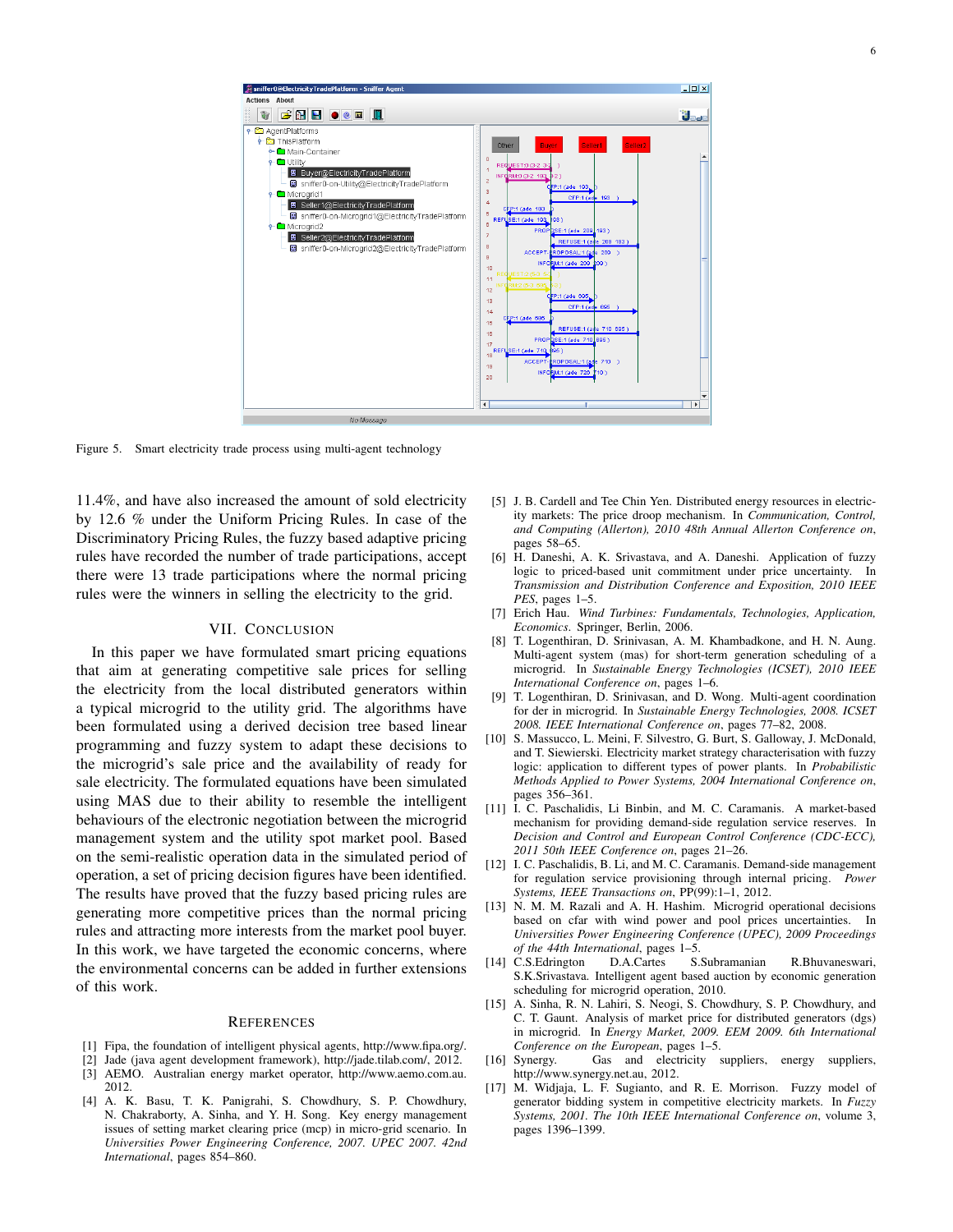Figure 5. Smart electricity trade process using multi-agent technology

11.4%, and have also increased the amount of sold electricity by 12.6 % under the Uniform Pricing Rules. In case of the Discriminatory Pricing Rules, the fuzzy based adaptive pricing rules have recorded the number of trade participations, accept there were 13 trade participations where the normal pricing rules were the winners in selling the electricity to the grid.

## VII. Conclusion

In this paper we have formulated smart pricing equations that aim at generating competitive sale prices for selling the electricity from the local distributed generators within a typical microgrid to the utility grid. The algorithms have been formulated using a derived decision tree based linear programming and fuzzy system to adapt these decisions to the microgrid's sale price and the availability of ready for sale electricity. The formulated equations have been simulated using MAS due to their ability to resemble the intelligent behaviours of the electronic negotiation between the microgrid management system and the utility spot market pool. Based on the semi-realistic operation data in the simulated period of operation, a set of pricing decision figures have been identified. The results have proved that the fuzzy based pricing rules are generating more competitive prices than the normal pricing rules and attracting more interests from the market pool buyer. In this work, we have targeted the economic concerns, where the environmental concerns can be added in further extensions of this work.

## References

[1] Fipa, the foundation of intelligent physical agents, http://www.fipa.org/.

[2] Jade (java agent development framework), http://jade.tilab.com/, 2012.

[3] AEMO. Australian energy market operator, http://www.aemo.com.au. 2012.

[4] A. K. Basu, T. K. Panigrahi, S. Chowdhury, S. P. Chowdhury, N. Chakraborty, A. Sinha, and Y. H. Song. Key energy management issues of setting market clearing price (mcp) in micro-grid scenario. In *Universities Power Engineering Conference, 2007. UPEC 2007. 42nd International*, pages 854–860.

[5] J. B. Cardell and Tee Chin Yen. Distributed energy resources in electricity markets: The price droop mechanism. In *Communication, Control, and Computing (Allerton), 2010 48th Annual Allerton Conference on*, pages 58–65.

[6] H. Daneshi, A. K. Srivastava, and A. Daneshi. Application of fuzzy logic to priced-based unit commitment under price uncertainty. In *Transmission and Distribution Conference and Exposition, 2010 IEEE PES*, pages 1–5.

[7] Erich Hau. *Wind Turbines: Fundamentals, Technologies, Application, Economics*. Springer, Berlin, 2006.

[8] T. Logenthiran, D. Srinivasan, A. M. Khambadkone, and H. N. Aung. Multi-agent system (mas) for short-term generation scheduling of a microgrid. In *Sustainable Energy Technologies (ICSET), 2010 IEEE International Conference on*, pages 1–6.

[9] T. Logenthiran, D. Srinivasan, and D. Wong. Multi-agent coordination for der in microgrid. In *Sustainable Energy Technologies, 2008. ICSET 2008. IEEE International Conference on*, pages 77–82, 2008.

[10] S. Massucco, L. Meini, F. Silvestro, G. Burt, S. Galloway, J. McDonald, and T. Siewierski. Electricity market strategy characterisation with fuzzy logic: application to different types of power plants. In *Probabilistic Methods Applied to Power Systems, 2004 International Conference on*, pages 356–361.

[11] I. C. Paschalidis, Li Binbin, and M. C. Caramanis. A market-based mechanism for providing demand-side regulation service reserves. In *Decision and Control and European Control Conference (CDC-ECC), 2011 50th IEEE Conference on*, pages 21–26.

[12] I. C. Paschalidis, B. Li, and M. C. Caramanis. Demand-side management for regulation service provisioning through internal pricing. *Power Systems, IEEE Transactions on*, PP(99):1–1, 2012.

[13] N. M. M. Razali and A. H. Hashim. Microgrid operational decisions based on cfar with wind power and pool prices uncertainties. In *Universities Power Engineering Conference (UPEC), 2009 Proceedings of the 44th International*, pages 1–5.

[14] C.S.Edrington D.A.Cartes S.Subramanian R.Bhuvaneswari, S.K.Srivastava. Intelligent agent based auction by economic generation scheduling for microgrid operation, 2010.

[15] A. Sinha, R. N. Lahiri, S. Neogi, S. Chowdhury, S. P. Chowdhury, and C. T. Gaunt. Analysis of market price for distributed generators (dgs) in microgrid. In *Energy Market, 2009. EEM 2009. 6th International Conference on the European*, pages 1–5.

[16] Synergy. Gas and electricity suppliers, energy suppliers, http://www.synergy.net.au, 2012.

[17] M. Widjaja, L. F. Sugianto, and R. E. Morrison. Fuzzy model of generator bidding system in competitive electricity markets. In *Fuzzy Systems, 2001. The 10th IEEE International Conference on*, volume 3, pages 1396–1399.